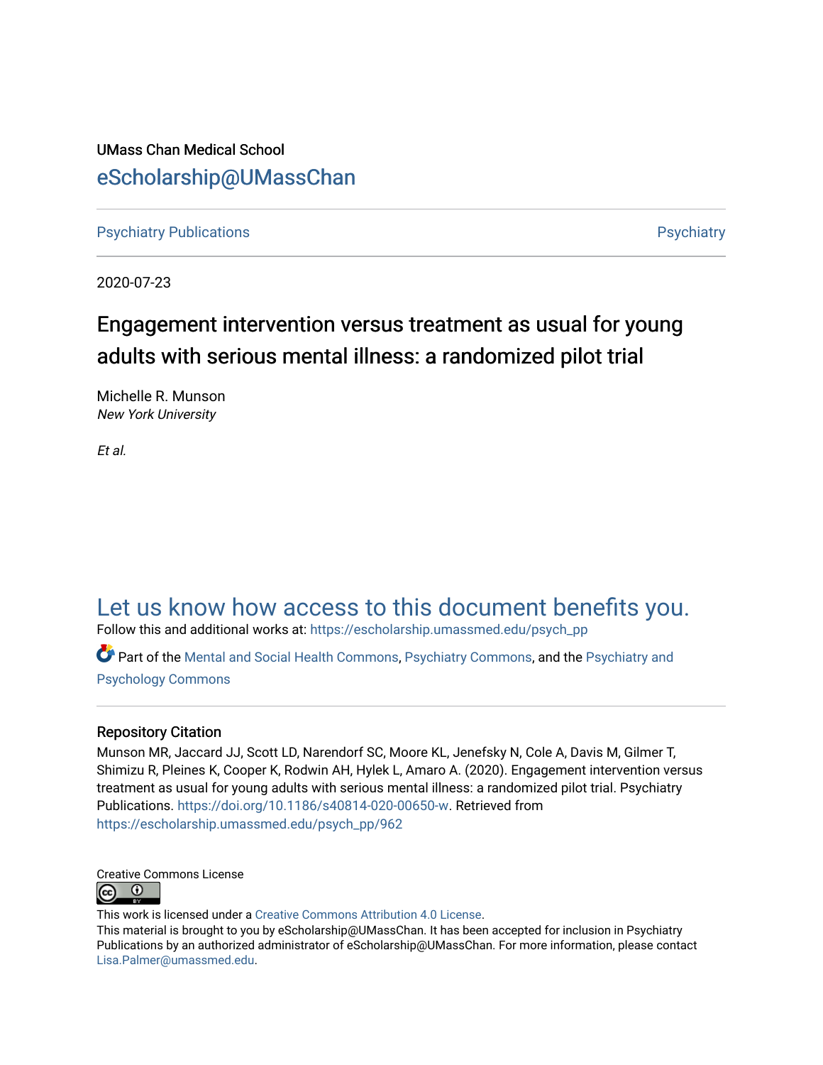UMass Chan Medical School

# eScholarship@UMassChan

Psychiatry Publications | Psychiatry

2020-07-23

## Engagement intervention versus treatment as usual for young adults with serious mental illness: a randomized pilot trial

Michelle R. Munson
*New York University*

*Et al.*

Let us know how access to this document benefits you.

Follow this and additional works at: https://escholarship.umassmed.edu/psych_pp

Part of the Mental and Social Health Commons, Psychiatry Commons, and the Psychiatry and Psychology Commons

### Repository Citation

Munson MR, Jaccard JJ, Scott LD, Narendorf SC, Moore KL, Jenefsky N, Cole A, Davis M, Gilmer T, Shimizu R, Pleines K, Cooper K, Rodwin AH, Hylek L, Amaro A. (2020). Engagement intervention versus treatment as usual for young adults with serious mental illness: a randomized pilot trial. Psychiatry Publications. https://doi.org/10.1186/s40814-020-00650-w. Retrieved from https://escholarship.umassmed.edu/psych_pp/962

Creative Commons License

This work is licensed under a Creative Commons Attribution 4.0 License.

This material is brought to you by eScholarship@UMassChan. It has been accepted for inclusion in Psychiatry Publications by an authorized administrator of eScholarship@UMassChan. For more information, please contact Lisa.Palmer@umassmed.edu.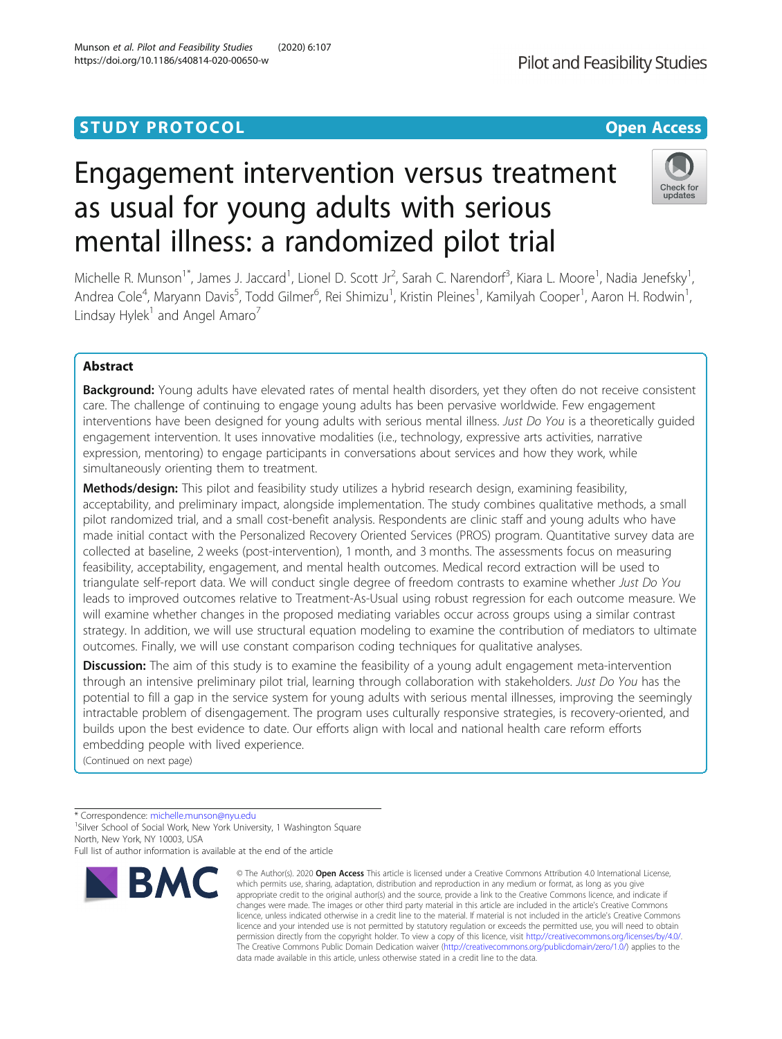# Engagement intervention versus treatment as usual for young adults with serious mental illness: a randomized pilot trial

Michelle R. Munson[1*], James J. Jaccard[1], Lionel D. Scott Jr[2], Sarah C. Narendorf[3], Kiara L. Moore[1], Nadia Jenefsky[1], Andrea Cole[4], Maryann Davis[5], Todd Gilmer[6], Rei Shimizu[1], Kristin Pleines[1], Kamilyah Cooper[1], Aaron H. Rodwin[1], Lindsay Hylek[1] and Angel Amaro[7]

## Abstract

**Background:** Young adults have elevated rates of mental health disorders, yet they often do not receive consistent care. The challenge of continuing to engage young adults has been pervasive worldwide. Few engagement interventions have been designed for young adults with serious mental illness. *Just Do You* is a theoretically guided engagement intervention. It uses innovative modalities (i.e., technology, expressive arts activities, narrative expression, mentoring) to engage participants in conversations about services and how they work, while simultaneously orienting them to treatment.

**Methods/design:** This pilot and feasibility study utilizes a hybrid research design, examining feasibility, acceptability, and preliminary impact, alongside implementation. The study combines qualitative methods, a small pilot randomized trial, and a small cost-benefit analysis. Respondents are clinic staff and young adults who have made initial contact with the Personalized Recovery Oriented Services (PROS) program. Quantitative survey data are collected at baseline, 2 weeks (post-intervention), 1 month, and 3 months. The assessments focus on measuring feasibility, acceptability, engagement, and mental health outcomes. Medical record extraction will be used to triangulate self-report data. We will conduct single degree of freedom contrasts to examine whether *Just Do You* leads to improved outcomes relative to Treatment-As-Usual using robust regression for each outcome measure. We will examine whether changes in the proposed mediating variables occur across groups using a similar contrast strategy. In addition, we will use structural equation modeling to examine the contribution of mediators to ultimate outcomes. Finally, we will use constant comparison coding techniques for qualitative analyses.

**Discussion:** The aim of this study is to examine the feasibility of a young adult engagement meta-intervention through an intensive preliminary pilot trial, learning through collaboration with stakeholders. *Just Do You* has the potential to fill a gap in the service system for young adults with serious mental illnesses, improving the seemingly intractable problem of disengagement. The program uses culturally responsive strategies, is recovery-oriented, and builds upon the best evidence to date. Our efforts align with local and national health care reform efforts embedding people with lived experience.

(Continued on next page)

* Correspondence: michelle.munson@nyu.edu
[1]Silver School of Social Work, New York University, 1 Washington Square North, New York, NY 10003, USA
Full list of author information is available at the end of the article

© The Author(s). 2020 **Open Access** This article is licensed under a Creative Commons Attribution 4.0 International License, which permits use, sharing, adaptation, distribution and reproduction in any medium or format, as long as you give appropriate credit to the original author(s) and the source, provide a link to the Creative Commons licence, and indicate if changes were made. The images or other third party material in this article are included in the article's Creative Commons licence, unless indicated otherwise in a credit line to the material. If material is not included in the article's Creative Commons licence and your intended use is not permitted by statutory regulation or exceeds the permitted use, you will need to obtain permission directly from the copyright holder. To view a copy of this licence, visit http://creativecommons.org/licenses/by/4.0/. The Creative Commons Public Domain Dedication waiver (http://creativecommons.org/publicdomain/zero/1.0/) applies to the data made available in this article, unless otherwise stated in a credit line to the data.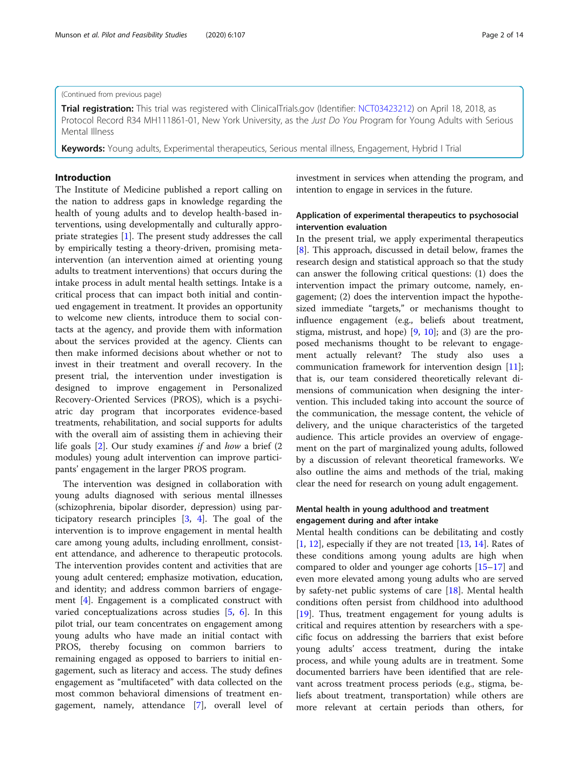(Continued from previous page)

**Trial registration:** This trial was registered with ClinicalTrials.gov (Identifier: NCT03423212) on April 18, 2018, as Protocol Record R34 MH111861-01, New York University, as the *Just Do You* Program for Young Adults with Serious Mental Illness

**Keywords:** Young adults, Experimental therapeutics, Serious mental illness, Engagement, Hybrid I Trial

## Introduction

The Institute of Medicine published a report calling on the nation to address gaps in knowledge regarding the health of young adults and to develop health-based interventions, using developmentally and culturally appropriate strategies [1]. The present study addresses the call by empirically testing a theory-driven, promising meta-intervention (an intervention aimed at orienting young adults to treatment interventions) that occurs during the intake process in adult mental health settings. Intake is a critical process that can impact both initial and continued engagement in treatment. It provides an opportunity to welcome new clients, introduce them to social contacts at the agency, and provide them with information about the services provided at the agency. Clients can then make informed decisions about whether or not to invest in their treatment and overall recovery. In the present trial, the intervention under investigation is designed to improve engagement in Personalized Recovery-Oriented Services (PROS), which is a psychiatric day program that incorporates evidence-based treatments, rehabilitation, and social supports for adults with the overall aim of assisting them in achieving their life goals [2]. Our study examines *if* and *how* a brief (2 modules) young adult intervention can improve participants' engagement in the larger PROS program.

The intervention was designed in collaboration with young adults diagnosed with serious mental illnesses (schizophrenia, bipolar disorder, depression) using participatory research principles [3, 4]. The goal of the intervention is to improve engagement in mental health care among young adults, including enrollment, consistent attendance, and adherence to therapeutic protocols. The intervention provides content and activities that are young adult centered; emphasize motivation, education, and identity; and address common barriers of engagement [4]. Engagement is a complicated construct with varied conceptualizations across studies [5, 6]. In this pilot trial, our team concentrates on engagement among young adults who have made an initial contact with PROS, thereby focusing on common barriers to remaining engaged as opposed to barriers to initial engagement, such as literacy and access. The study defines engagement as "multifaceted" with data collected on the most common behavioral dimensions of treatment engagement, namely, attendance [7], overall level of investment in services when attending the program, and intention to engage in services in the future.

### Application of experimental therapeutics to psychosocial intervention evaluation

In the present trial, we apply experimental therapeutics [8]. This approach, discussed in detail below, frames the research design and statistical approach so that the study can answer the following critical questions: (1) does the intervention impact the primary outcome, namely, engagement; (2) does the intervention impact the hypothesized immediate "targets," or mechanisms thought to influence engagement (e.g., beliefs about treatment, stigma, mistrust, and hope) [9, 10]; and (3) are the proposed mechanisms thought to be relevant to engagement actually relevant? The study also uses a communication framework for intervention design [11]; that is, our team considered theoretically relevant dimensions of communication when designing the intervention. This included taking into account the source of the communication, the message content, the vehicle of delivery, and the unique characteristics of the targeted audience. This article provides an overview of engagement on the part of marginalized young adults, followed by a discussion of relevant theoretical frameworks. We also outline the aims and methods of the trial, making clear the need for research on young adult engagement.

### Mental health in young adulthood and treatment engagement during and after intake

Mental health conditions can be debilitating and costly [1, 12], especially if they are not treated [13, 14]. Rates of these conditions among young adults are high when compared to older and younger age cohorts [15–17] and even more elevated among young adults who are served by safety-net public systems of care [18]. Mental health conditions often persist from childhood into adulthood [19]. Thus, treatment engagement for young adults is critical and requires attention by researchers with a specific focus on addressing the barriers that exist before young adults' access treatment, during the intake process, and while young adults are in treatment. Some documented barriers have been identified that are relevant across treatment process periods (e.g., stigma, beliefs about treatment, transportation) while others are more relevant at certain periods than others, for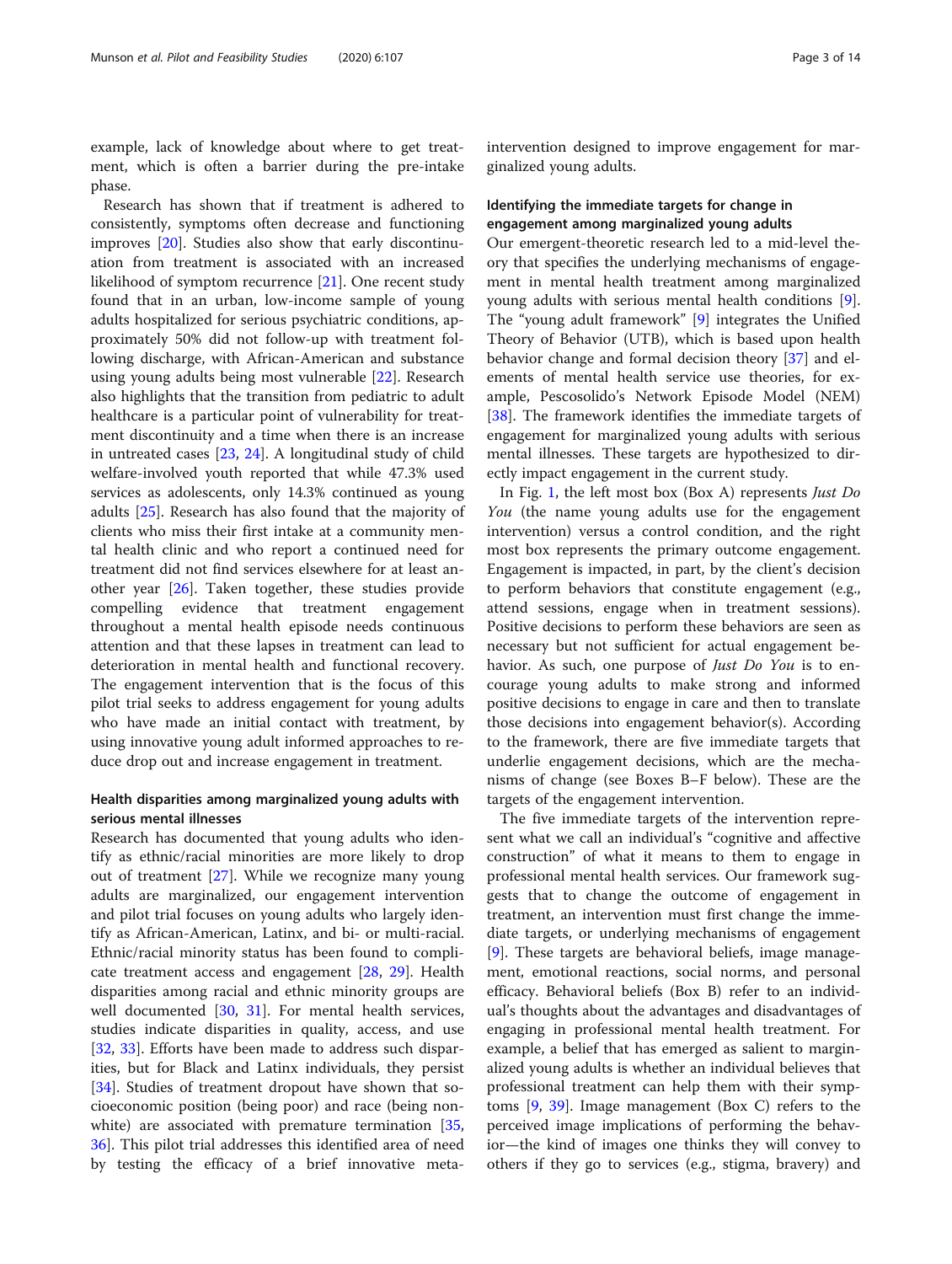example, lack of knowledge about where to get treatment, which is often a barrier during the pre-intake phase.

Research has shown that if treatment is adhered to consistently, symptoms often decrease and functioning improves [20]. Studies also show that early discontinuation from treatment is associated with an increased likelihood of symptom recurrence [21]. One recent study found that in an urban, low-income sample of young adults hospitalized for serious psychiatric conditions, approximately 50% did not follow-up with treatment following discharge, with African-American and substance using young adults being most vulnerable [22]. Research also highlights that the transition from pediatric to adult healthcare is a particular point of vulnerability for treatment discontinuity and a time when there is an increase in untreated cases [23, 24]. A longitudinal study of child welfare-involved youth reported that while 47.3% used services as adolescents, only 14.3% continued as young adults [25]. Research has also found that the majority of clients who miss their first intake at a community mental health clinic and who report a continued need for treatment did not find services elsewhere for at least another year [26]. Taken together, these studies provide compelling evidence that treatment engagement throughout a mental health episode needs continuous attention and that these lapses in treatment can lead to deterioration in mental health and functional recovery. The engagement intervention that is the focus of this pilot trial seeks to address engagement for young adults who have made an initial contact with treatment, by using innovative young adult informed approaches to reduce drop out and increase engagement in treatment.

### Health disparities among marginalized young adults with serious mental illnesses

Research has documented that young adults who identify as ethnic/racial minorities are more likely to drop out of treatment [27]. While we recognize many young adults are marginalized, our engagement intervention and pilot trial focuses on young adults who largely identify as African-American, Latinx, and bi- or multi-racial. Ethnic/racial minority status has been found to complicate treatment access and engagement [28, 29]. Health disparities among racial and ethnic minority groups are well documented [30, 31]. For mental health services, studies indicate disparities in quality, access, and use [32, 33]. Efforts have been made to address such disparities, but for Black and Latinx individuals, they persist [34]. Studies of treatment dropout have shown that socioeconomic position (being poor) and race (being non-white) are associated with premature termination [35, 36]. This pilot trial addresses this identified area of need by testing the efficacy of a brief innovative meta-intervention designed to improve engagement for marginalized young adults.

### Identifying the immediate targets for change in engagement among marginalized young adults

Our emergent-theoretic research led to a mid-level theory that specifies the underlying mechanisms of engagement in mental health treatment among marginalized young adults with serious mental health conditions [9]. The "young adult framework" [9] integrates the Unified Theory of Behavior (UTB), which is based upon health behavior change and formal decision theory [37] and elements of mental health service use theories, for example, Pescosolido's Network Episode Model (NEM) [38]. The framework identifies the immediate targets of engagement for marginalized young adults with serious mental illnesses. These targets are hypothesized to directly impact engagement in the current study.

In Fig. 1, the left most box (Box A) represents *Just Do You* (the name young adults use for the engagement intervention) versus a control condition, and the right most box represents the primary outcome engagement. Engagement is impacted, in part, by the client's decision to perform behaviors that constitute engagement (e.g., attend sessions, engage when in treatment sessions). Positive decisions to perform these behaviors are seen as necessary but not sufficient for actual engagement behavior. As such, one purpose of *Just Do You* is to encourage young adults to make strong and informed positive decisions to engage in care and then to translate those decisions into engagement behavior(s). According to the framework, there are five immediate targets that underlie engagement decisions, which are the mechanisms of change (see Boxes B–F below). These are the targets of the engagement intervention.

The five immediate targets of the intervention represent what we call an individual's "cognitive and affective construction" of what it means to them to engage in professional mental health services. Our framework suggests that to change the outcome of engagement in treatment, an intervention must first change the immediate targets, or underlying mechanisms of engagement [9]. These targets are behavioral beliefs, image management, emotional reactions, social norms, and personal efficacy. Behavioral beliefs (Box B) refer to an individual's thoughts about the advantages and disadvantages of engaging in professional mental health treatment. For example, a belief that has emerged as salient to marginalized young adults is whether an individual believes that professional treatment can help them with their symptoms [9, 39]. Image management (Box C) refers to the perceived image implications of performing the behavior—the kind of images one thinks they will convey to others if they go to services (e.g., stigma, bravery) and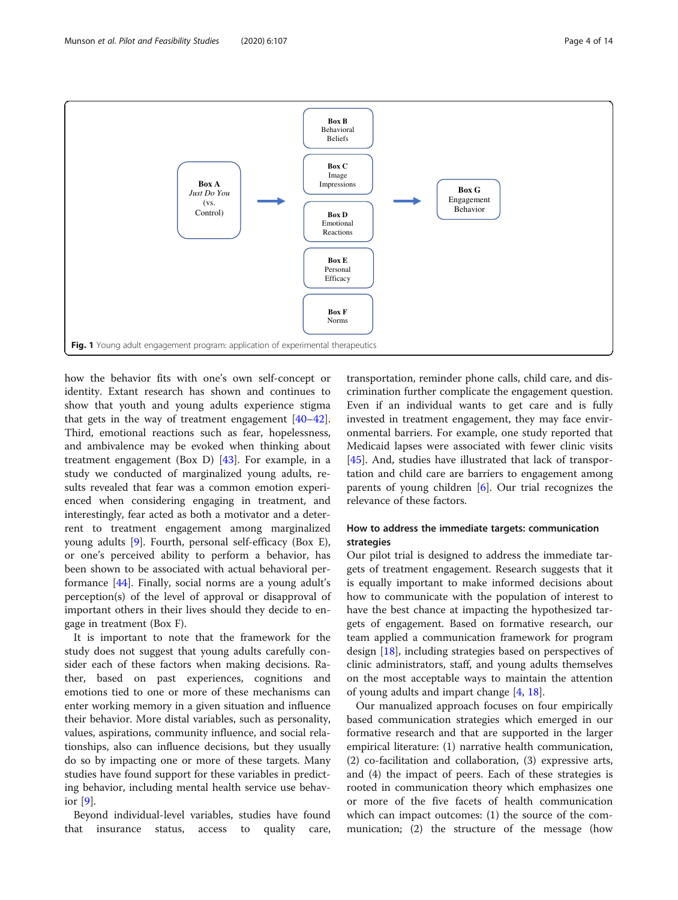Box B
Behavioral
Beliefs

Box C
Image
Impressions

Box A
*Just Do You*
(vs.
Control)

Box D
Emotional
Reactions

Box G
Engagement
Behavior

Box E
Personal
Efficacy

Box F
Norms

**Fig. 1** Young adult engagement program: application of experimental therapeutics

how the behavior fits with one's own self-concept or identity. Extant research has shown and continues to show that youth and young adults experience stigma that gets in the way of treatment engagement [40–42]. Third, emotional reactions such as fear, hopelessness, and ambivalence may be evoked when thinking about treatment engagement (Box D) [43]. For example, in a study we conducted of marginalized young adults, results revealed that fear was a common experienced when considering engaging in treatment, and interestingly, fear acted as both a motivator and a deterrent to treatment engagement among marginalized young adults [9]. Fourth, personal self-efficacy (Box E), or one's perceived ability to perform a behavior, has been shown to be associated with actual behavioral performance [44]. Finally, social norms are a young adult's perception(s) of the level of approval or disapproval of important others in their lives should they decide to engage in treatment (Box F).

It is important to note that the framework for the study does not suggest that young adults carefully consider each of these factors when making decisions. Rather, based on past experiences, cognitions and emotions tied to one or more of these mechanisms can enter working memory in a given situation and influence their behavior. More distal variables, such as personality, values, aspirations, community influence, and social relationships, also can influence decisions, but they usually do so by impacting one or more of these targets. Many studies have found support for these variables in predicting behavior, including mental health service use behavior [9].

Beyond individual-level variables, studies have found that insurance status, access to quality care, transportation, reminder phone calls, child care, and discrimination further complicate the engagement question. Even if an individual wants to get care and is fully invested in treatment engagement, they may face environmental barriers. For example, one study reported that Medicaid lapses were associated with fewer clinic visits [45]. And, studies have illustrated that lack of transportation and child care are barriers to engagement among parents of young children [6]. Our trial recognizes the relevance of these factors.

### How to address the immediate targets: communication strategies

Our pilot trial is designed to address the immediate targets of treatment engagement. Research suggests that it is equally important to make informed decisions about how to communicate with the population of interest to have the best chance at impacting the hypothesized targets of engagement. Based on formative research, our team applied a communication framework for program design [18], including strategies based on perspectives of clinic administrators, staff, and young adults themselves on the most acceptable ways to maintain the attention of young adults and impart change [4, 18].

Our manualized approach focuses on four empirically based communication strategies which emerged in our formative research and that are supported in the larger empirical literature: (1) narrative health communication, (2) co-facilitation and collaboration, (3) expressive arts, and (4) the impact of peers. Each of these strategies is rooted in communication theory which emphasizes one or more of the five facets of health communication which can impact outcomes: (1) the source of the communication; (2) the structure of the message (how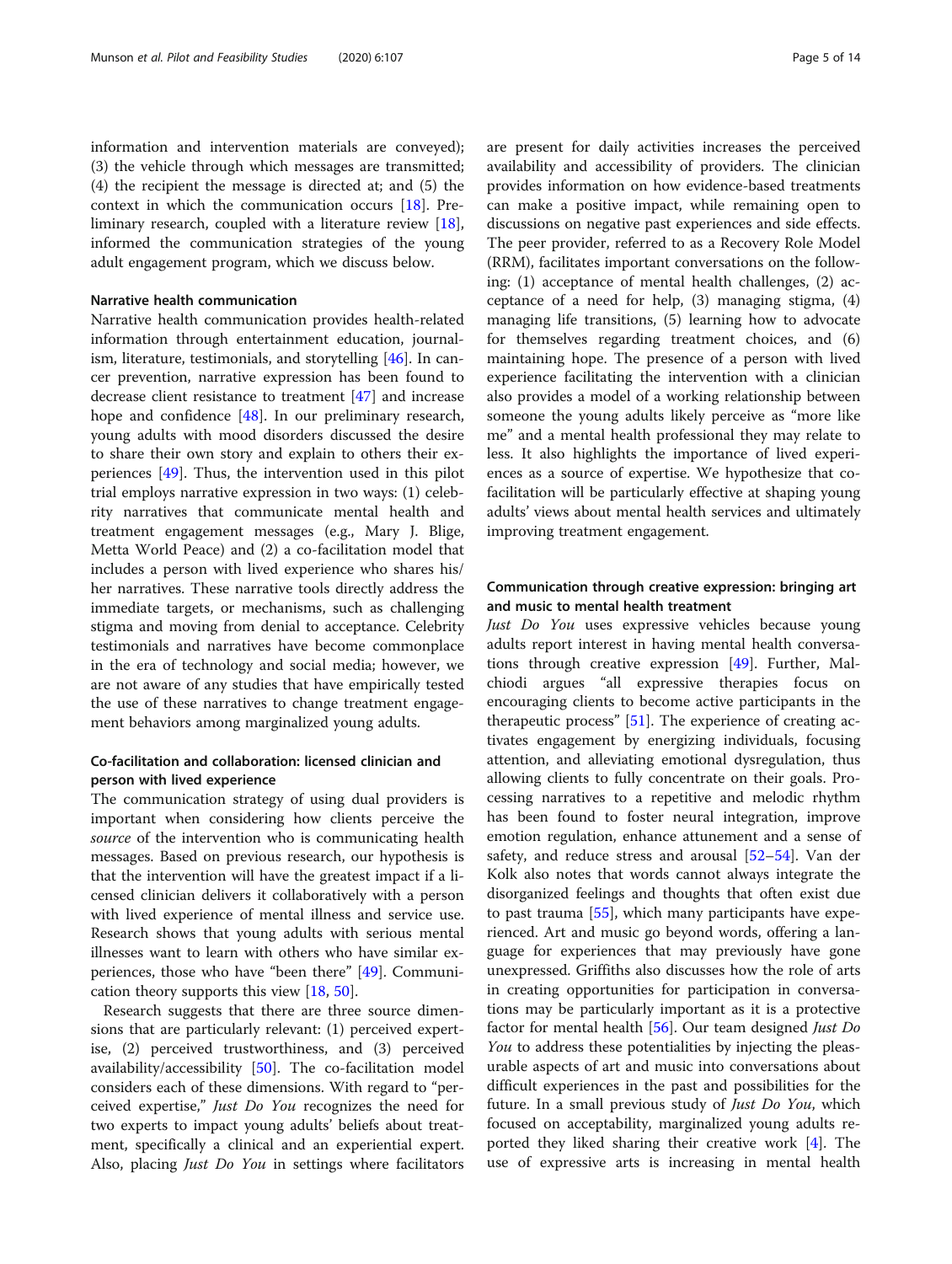information and intervention materials are conveyed); (3) the vehicle through which messages are transmitted; (4) the recipient the message is directed at; and (5) the context in which the communication occurs [18]. Preliminary research, coupled with a literature review [18], informed the communication strategies of the young adult engagement program, which we discuss below.

### Narrative health communication

Narrative health communication provides health-related information through entertainment education, journalism, literature, testimonials, and storytelling [46]. In cancer prevention, narrative expression has been found to decrease client resistance to treatment [47] and increase hope and confidence [48]. In our preliminary research, young adults with mood disorders discussed the desire to share their own story and explain to others their experiences [49]. Thus, the intervention used in this pilot trial employs narrative expression in two ways: (1) celebrity narratives that communicate mental health and treatment engagement messages (e.g., Mary J. Blige, Metta World Peace) and (2) a co-facilitation model that includes a person with lived experience who shares his/her narratives. These narrative tools directly address the immediate targets, or mechanisms, such as challenging stigma and moving from denial to acceptance. Celebrity testimonials and narratives have become commonplace in the era of technology and social media; however, we are not aware of any studies that have empirically tested the use of these narratives to change treatment engagement behaviors among marginalized young adults.

### Co-facilitation and collaboration: licensed clinician and person with lived experience

The communication strategy of using dual providers is important when considering how clients perceive the *source* of the intervention who is communicating health messages. Based on previous research, our hypothesis is that the intervention will have the greatest impact if a licensed clinician delivers it collaboratively with a person with lived experience of mental illness and service use. Research shows that young adults with serious mental illnesses want to learn with others who have similar experiences, those who have "been there" [49]. Communication theory supports this view [18, 50].

Research suggests that there are three source dimensions that are particularly relevant: (1) perceived expertise, (2) perceived trustworthiness, and (3) perceived availability/accessibility [50]. The co-facilitation model considers each of these dimensions. With regard to "perceived expertise," *Just Do You* recognizes the need for two experts to impact young adults' beliefs about treatment, specifically a clinical and an experiential expert. Also, placing *Just Do You* in settings where facilitators are present for daily activities increases the perceived availability and accessibility of providers. The clinician provides information on how evidence-based treatments can make a positive impact, while remaining open to discussions on negative past experiences and side effects. The peer provider, referred to as a Recovery Role Model (RRM), facilitates important conversations on the following: (1) acceptance of mental health challenges, (2) acceptance of a need for help, (3) managing stigma, (4) managing life transitions, (5) learning how to advocate for themselves regarding treatment choices, and (6) maintaining hope. The presence of a person with lived experience facilitating the intervention with a clinician also provides a model of a working relationship between someone the young adults likely perceive as "more like me" and a mental health professional they may relate to less. It also highlights the importance of lived experiences as a source of expertise. We hypothesize that co-facilitation will be particularly effective at shaping young adults' views about mental health services and ultimately improving treatment engagement.

### Communication through creative expression: bringing art and music to mental health treatment

*Just Do You* uses expressive vehicles because young adults report interest in having mental health conversations through creative expression [49]. Further, Malchiodi argues "all expressive therapies focus on encouraging clients to become active participants in the therapeutic process" [51]. The experience of creating activates engagement by energizing individuals, focusing attention, and alleviating emotional dysregulation, thus allowing clients to fully concentrate on their goals. Processing narratives to a repetitive and melodic rhythm has been found to foster neural integration, improve emotion regulation, enhance attunement and a sense of safety, and reduce stress and arousal [52–54]. Van der Kolk also notes that words cannot always integrate the disorganized feelings and thoughts that often exist due to past trauma [55], which many participants have experienced. Art and music go beyond words, offering a language for experiences that may previously have gone unexpressed. Griffiths also discusses how the role of arts in creating opportunities for participation in conversations may be particularly important as it is a protective factor for mental health [56]. Our team designed *Just Do You* to address these potentialities by injecting the pleasurable aspects of art and music into conversations about difficult experiences in the past and possibilities for the future. In a small previous study of *Just Do You*, which focused on acceptability, marginalized young adults reported they liked sharing their creative work [4]. The use of expressive arts is increasing in mental health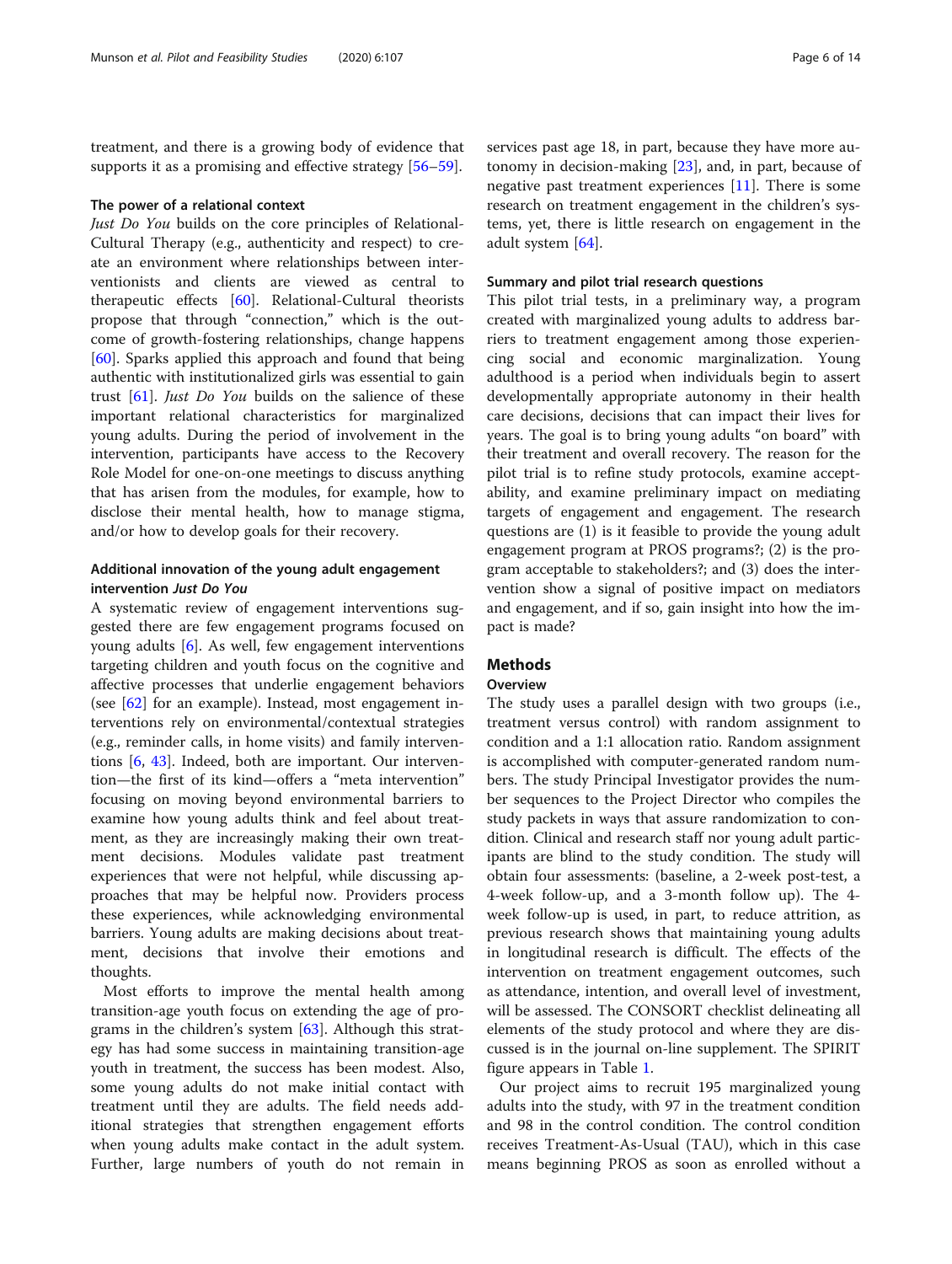treatment, and there is a growing body of evidence that supports it as a promising and effective strategy [56–59].

#### The power of a relational context

*Just Do You* builds on the core principles of Relational-Cultural Therapy (e.g., authenticity and respect) to create an environment where relationships between interventionists and clients are viewed as central to therapeutic effects [60]. Relational-Cultural theorists propose that through "connection," which is the outcome of growth-fostering relationships, change happens [60]. Sparks applied this approach and found that being authentic with institutionalized girls was essential to gain trust [61]. *Just Do You* builds on the salience of these important relational characteristics for marginalized young adults. During the period of involvement in the intervention, participants have access to the Recovery Role Model for one-on-one meetings to discuss anything that has arisen from the modules, for example, how to disclose their mental health, how to manage stigma, and/or how to develop goals for their recovery.

### Additional innovation of the young adult engagement intervention *Just Do You*

A systematic review of engagement interventions suggested there are few engagement programs focused on young adults [6]. As well, few engagement interventions targeting children and youth focus on the cognitive and affective processes that underlie engagement behaviors (see [62] for an example). Instead, most engagement interventions rely on environmental/contextual strategies (e.g., reminder calls, in home visits) and family interventions [6, 43]. Indeed, both are important. Our intervention—the first of its kind—offers a "meta intervention" focusing on moving beyond environmental barriers to examine how young adults think and feel about treatment, as they are increasingly making their own treatment decisions. Modules validate past treatment experiences that were not helpful, while discussing approaches that may be helpful now. Providers process these experiences, while acknowledging environmental barriers. Young adults are making decisions about treatment, decisions that involve their emotions and thoughts.

Most efforts to improve the mental health among transition-age youth focus on extending the age of programs in the children's system [63]. Although this strategy has had some success in maintaining transition-age youth in treatment, the success has been modest. Also, some young adults do not make initial contact with treatment until they are adults. The field needs additional strategies that strengthen engagement efforts when young adults make contact in the adult system. Further, large numbers of youth do not remain in services past age 18, in part, because they have more autonomy in decision-making [23], and, in part, because of negative past treatment experiences [11]. There is some research on treatment engagement in the children's systems, yet, there is little research on engagement in the adult system [64].

#### Summary and pilot trial research questions

This pilot trial tests, in a preliminary way, a program created with marginalized young adults to address barriers to treatment engagement among those experiencing social and economic marginalization. Young adulthood is a period when individuals begin to assert developmentally appropriate autonomy in their health care decisions, decisions that can impact their lives for years. The goal is to bring young adults "on board" with their treatment and overall recovery. The reason for the pilot trial is to refine study protocols, examine acceptability, and examine preliminary impact on mediating targets of engagement and engagement. The research questions are (1) is it feasible to provide the young adult engagement program at PROS programs?; (2) is the program acceptable to stakeholders?; and (3) does the intervention show a signal of positive impact on mediators and engagement, and if so, gain insight into how the impact is made?

## Methods

### Overview

The study uses a parallel design with two groups (i.e., treatment versus control) with random assignment to condition and a 1:1 allocation ratio. Random assignment is accomplished with computer-generated random numbers. The study Principal Investigator provides the number sequences to the Project Director who compiles the study packets in ways that assure randomization to condition. Clinical and research staff nor young adult participants are blind to the study condition. The study will obtain four assessments: (baseline, a 2-week post-test, a 4-week follow-up, and a 3-month follow up). The 4-week follow-up is used, in part, to reduce attrition, as previous research shows that maintaining young adults in longitudinal research is difficult. The effects of the intervention on treatment engagement outcomes, such as attendance, intention, and overall level of investment, will be assessed. The CONSORT checklist delineating all elements of the study protocol and where they are discussed is in the journal on-line supplement. The SPIRIT figure appears in Table 1.

Our project aims to recruit 195 marginalized young adults into the study, with 97 in the treatment condition and 98 in the control condition. The control condition receives Treatment-As-Usual (TAU), which in this case means beginning PROS as soon as enrolled without a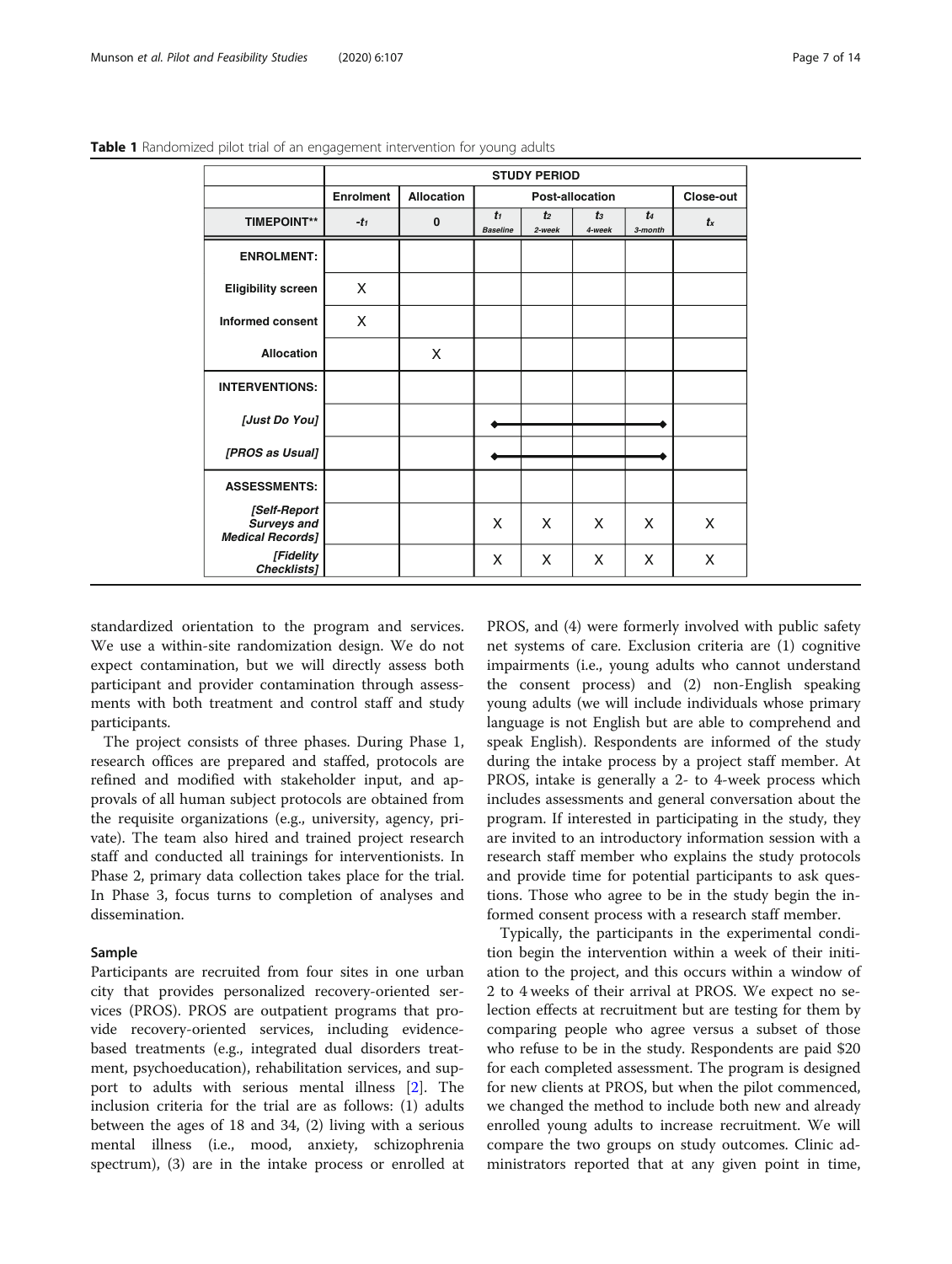**Table 1** Randomized pilot trial of an engagement intervention for young adults

| | STUDY PERIOD | | | | | | |
|---|---|---|---|---|---|---|---|
| | Enrolment | Allocation | Post-allocation | | | | Close-out |
| TIMEPOINT** | $-t_1$ | 0 | $t_1$ Baseline | $t_2$ 2-week | $t_3$ 4-week | $t_4$ 3-month | $t_x$ |
| ENROLMENT: | | | | | | | |
| Eligibility screen | X | | | | | | |
| Informed consent | X | | | | | | |
| Allocation | | X | | | | | |
| INTERVENTIONS: | | | | | | | |
| [Just Do You] | | | ◆———— | ———— | ———— | ————◆ | |
| [PROS as Usual] | | | ◆———— | ———— | ———— | ————◆ | |
| ASSESSMENTS: | | | | | | | |
| [Self-Report Surveys and Medical Records] | | | X | X | X | X | X |
| [Fidelity Checklists] | | | X | X | X | X | X |

standardized orientation to the program and services. We use a within-site randomization design. We do not expect contamination, but we will directly assess both participant and provider contamination through assessments with both treatment and control staff and study participants.

The project consists of three phases. During Phase 1, research offices are prepared and staffed, protocols are refined and modified with stakeholder input, and approvals of all human subject protocols are obtained from the requisite organizations (e.g., university, agency, private). The team also hired and trained project research staff and conducted all trainings for interventionists. In Phase 2, primary data collection takes place for the trial. In Phase 3, focus turns to completion of analyses and dissemination.

### Sample

Participants are recruited from four sites in one urban city that provides personalized recovery-oriented services (PROS). PROS are outpatient programs that provide recovery-oriented services, including evidence-based treatments (e.g., integrated dual disorders treatment, psychoeducation), rehabilitation services, and support to adults with serious mental illness [2]. The inclusion criteria for the trial are as follows: (1) adults between the ages of 18 and 34, (2) living with a serious mental illness (i.e., mood, anxiety, schizophrenia spectrum), (3) are in the intake process or enrolled at PROS, and (4) were formerly involved with public safety net systems of care. Exclusion criteria are (1) cognitive impairments (i.e., young adults who cannot understand the consent process) and (2) non-English speaking young adults (we will include individuals whose primary language is not English but are able to comprehend and speak English). Respondents are informed of the study during the intake process by a project staff member. At PROS, intake is generally a 2- to 4-week process which includes assessments and general conversation about the program. If interested in participating in the study, they are invited to an introductory information session with a research staff member who explains the study protocols and provide time for potential participants to ask questions. Those who agree to be in the study begin the informed consent process with a research staff member.

Typically, the participants in the experimental condition begin the intervention within a week of their initiation to the project, and this occurs within a window of 2 to 4 weeks of their arrival at PROS. We expect no selection effects at recruitment but are testing for them by comparing people who agree versus a subset of those who refuse to be in the study. Respondents are paid $20 for each completed assessment. The program is designed for new clients at PROS, but when the pilot commenced, we changed the method to include both new and already enrolled young adults to increase recruitment. We will compare the two groups on study outcomes. Clinic administrators reported that at any given point in time,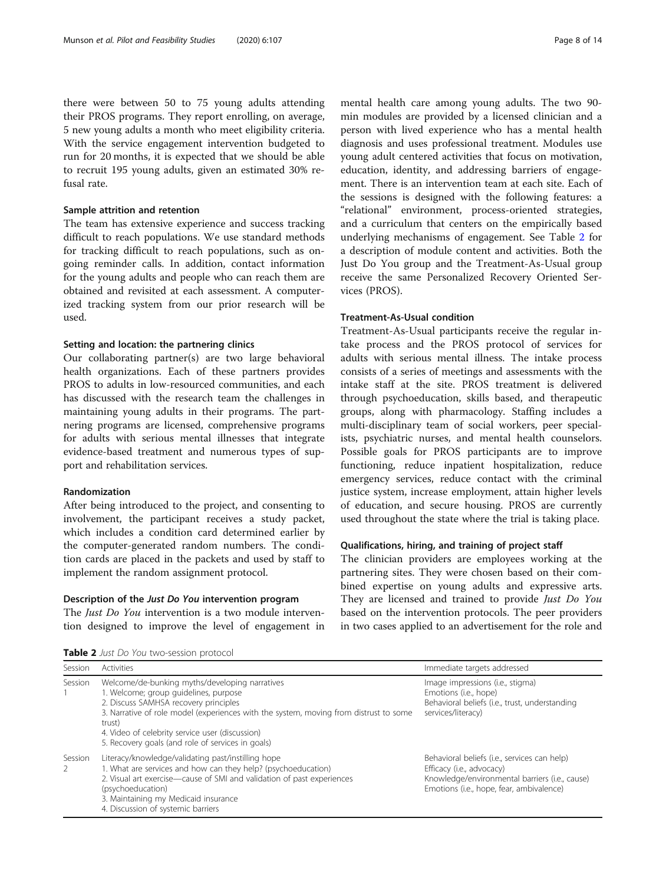there were between 50 to 75 young adults attending their PROS programs. They report enrolling, on average, 5 new young adults a month who meet eligibility criteria. With the service engagement intervention budgeted to run for 20 months, it is expected that we should be able to recruit 195 young adults, given an estimated 30% refusal rate.

#### Sample attrition and retention

The team has extensive experience and success tracking difficult to reach populations. We use standard methods for tracking difficult to reach populations, such as ongoing reminder calls. In addition, contact information for the young adults and people who can reach them are obtained and revisited at each assessment. A computerized tracking system from our prior research will be used.

#### Setting and location: the partnering clinics

Our collaborating partner(s) are two large behavioral health organizations. Each of these partners provides PROS to adults in low-resourced communities, and each has discussed with the research team the challenges in maintaining young adults in their programs. The partnering programs are licensed, comprehensive programs for adults with serious mental illnesses that integrate evidence-based treatment and numerous types of support and rehabilitation services.

#### Randomization

After being introduced to the project, and consenting to involvement, the participant receives a study packet, which includes a condition card determined earlier by the computer-generated random numbers. The condition cards are placed in the packets and used by staff to implement the random assignment protocol.

#### Description of the *Just Do You* intervention program

The *Just Do You* intervention is a two module intervention designed to improve the level of engagement in mental health care among young adults. The two 90-min modules are provided by a licensed clinician and a person with lived experience who has a mental health diagnosis and uses professional treatment. Modules use young adult centered activities that focus on motivation, education, identity, and addressing barriers of engagement. There is an intervention team at each site. Each of the sessions is designed with the following features: a "relational" environment, process-oriented strategies, and a curriculum that centers on the empirically based underlying mechanisms of engagement. See Table 2 for a description of module content and activities. Both the Just Do You group and the Treatment-As-Usual group receive the same Personalized Recovery Oriented Services (PROS).

#### Treatment-As-Usual condition

Treatment-As-Usual participants receive the regular intake process and the PROS protocol of services for adults with serious mental illness. The intake process consists of a series of meetings and assessments with the intake staff at the site. PROS treatment is delivered through psychoeducation, skills based, and therapeutic groups, along with pharmacology. Staffing includes a multi-disciplinary team of social workers, peer specialists, psychiatric nurses, and mental health counselors. Possible goals for PROS participants are to improve functioning, reduce inpatient hospitalization, reduce emergency services, reduce contact with the criminal justice system, increase employment, attain higher levels of education, and secure housing. PROS are currently used throughout the state where the trial is taking place.

#### Qualifications, hiring, and training of project staff

The clinician providers are employees working at the partnering sites. They were chosen based on their combined expertise on young adults and expressive arts. They are licensed and trained to provide *Just Do You* based on the intervention protocols. The peer providers in two cases applied to an advertisement for the role and

**Table 2** *Just Do You* two-session protocol

| Session | Activities | Immediate targets addressed |
|---|---|---|
| Session 1 | Welcome/de-bunking myths/developing narratives<br>1. Welcome; group guidelines, purpose<br>2. Discuss SAMHSA recovery principles<br>3. Narrative of role model (experiences with the system, moving from distrust to some trust)<br>4. Video of celebrity service user (discussion)<br>5. Recovery goals (and role of services in goals) | Image impressions (i.e., stigma)<br>Emotions (i.e., hope)<br>Behavioral beliefs (i.e., trust, understanding services/literacy) |
| Session 2 | Literacy/knowledge/validating past/instilling hope<br>1. What are services and how can they help? (psychoeducation)<br>2. Visual art exercise—cause of SMI and validation of past experiences (psychoeducation)<br>3. Maintaining my Medicaid insurance<br>4. Discussion of systemic barriers | Behavioral beliefs (i.e., services can help)<br>Efficacy (i.e., advocacy)<br>Knowledge/environmental barriers (i.e., cause)<br>Emotions (i.e., hope, fear, ambivalence) |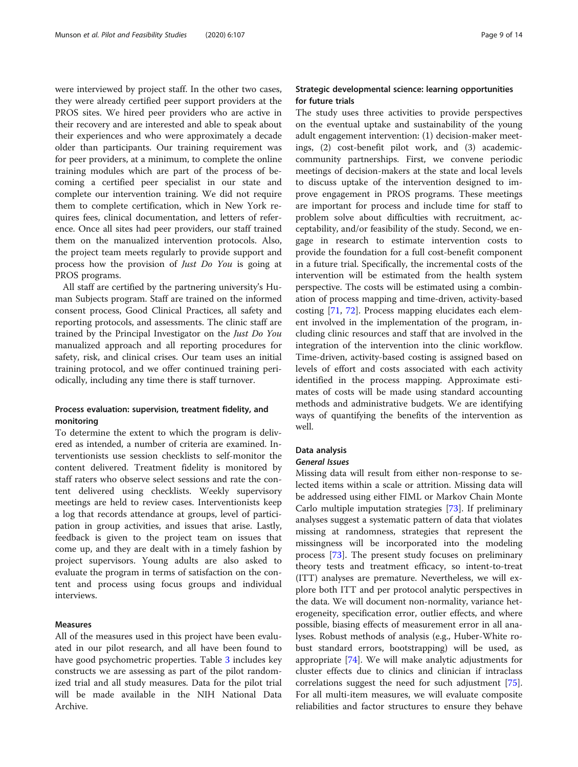were interviewed by project staff. In the other two cases, they were already certified peer support providers at the PROS sites. We hired peer providers who are active in their recovery and are interested and able to speak about their experiences and who were approximately a decade older than participants. Our training requirement was for peer providers, at a minimum, to complete the online training modules which are part of the process of becoming a certified peer specialist in our state and complete our intervention training. We did not require them to complete certification, which in New York requires fees, clinical documentation, and letters of reference. Once all sites had peer providers, our staff trained them on the manualized intervention protocols. Also, the project team meets regularly to provide support and process how the provision of *Just Do You* is going at PROS programs.

All staff are certified by the partnering university's Human Subjects program. Staff are trained on the informed consent process, Good Clinical Practices, all safety and reporting protocols, and assessments. The clinic staff are trained by the Principal Investigator on the *Just Do You* manualized approach and all reporting procedures for safety, risk, and clinical crises. Our team uses an initial training protocol, and we offer continued training periodically, including any time there is staff turnover.

### Process evaluation: supervision, treatment fidelity, and monitoring

To determine the extent to which the program is delivered as intended, a number of criteria are examined. Interventionists use session checklists to self-monitor the content delivered. Treatment fidelity is monitored by staff raters who observe select sessions and rate the content delivered using checklists. Weekly supervisory meetings are held to review cases. Interventionists keep a log that records attendance at groups, level of participation in group activities, and issues that arise. Lastly, feedback is given to the project team on issues that come up, and they are dealt with in a timely fashion by project supervisors. Young adults are also asked to evaluate the program in terms of satisfaction on the content and process using focus groups and individual interviews.

### Measures

All of the measures used in this project have been evaluated in our pilot research, and all have been found to have good psychometric properties. Table 3 includes key constructs we are assessing as part of the pilot randomized trial and all study measures. Data for the pilot trial will be made available in the NIH National Data Archive.

### Strategic developmental science: learning opportunities for future trials

The study uses three activities to provide perspectives on the eventual uptake and sustainability of the young adult engagement intervention: (1) decision-maker meetings, (2) cost-benefit pilot work, and (3) academic-community partnerships. First, we convene periodic meetings of decision-makers at the state and local levels to discuss uptake of the intervention designed to improve engagement in PROS programs. These meetings are important for process and include time for staff to problem solve about difficulties with recruitment, acceptability, and/or feasibility of the study. Second, we engage in research to estimate intervention costs to provide the foundation for a full cost-benefit component in a future trial. Specifically, the incremental costs of the intervention will be estimated from the health system perspective. The costs will be estimated using a combination of process mapping and time-driven, activity-based costing [71, 72]. Process mapping elucidates each element involved in the implementation of the program, including clinic resources and staff that are involved in the integration of the intervention into the clinic workflow. Time-driven, activity-based costing is assigned based on levels of effort and costs associated with each activity identified in the process mapping. Approximate estimates of costs will be made using standard accounting methods and administrative budgets. We are identifying ways of quantifying the benefits of the intervention as well.

### Data analysis

#### *General Issues*

Missing data will result from either non-response to selected items within a scale or attrition. Missing data will be addressed using either FIML or Markov Chain Monte Carlo multiple imputation strategies [73]. If preliminary analyses suggest a systematic pattern of data that violates missing at randomness, strategies that represent the missingness will be incorporated into the modeling process [73]. The present study focuses on preliminary theory tests and treatment efficacy, so intent-to-treat (ITT) analyses are premature. Nevertheless, we will explore both ITT and per protocol analytic perspectives in the data. We will document non-normality, variance heterogeneity, specification error, outlier effects, and where possible, biasing effects of measurement error in all analyses. Robust methods of analysis (e.g., Huber-White robust standard errors, bootstrapping) will be used, as appropriate [74]. We will make analytic adjustments for cluster effects due to clinics and clinician if intraclass correlations suggest the need for such adjustment [75]. For all multi-item measures, we will evaluate composite reliabilities and factor structures to ensure they behave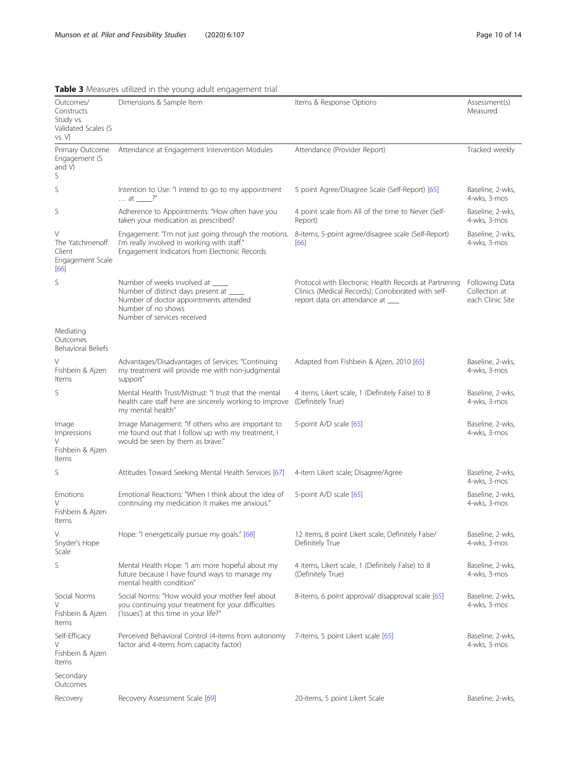**Table 3** Measures utilized in the young adult engagement trial

| Outcomes/ Constructs Study vs. Validated Scales (S vs. V) | Dimensions & Sample Item | Items & Response Options | Assessment(s) Measured |
|---|---|---|---|
| Primary Outcome Engagement (S and V) S | Attendance at Engagement Intervention Modules | Attendance (Provider Report) | Tracked weekly |
| S | Intention to Use: "I intend to go to my appointment … at ____?" | 5 point Agree/Disagree Scale (Self-Report) [65] | Baseline, 2-wks, 4-wks, 3-mos |
| S | Adherence to Appointments: "How often have you taken your medication as prescribed? | 4 point scale from All of the time to Never (Self-Report) | Baseline, 2-wks, 4-wks, 3-mos |
| V The Yatchmenoff Client Engagement Scale [66] | Engagement: "I'm not just going through the motions. I'm really involved in working with staff." Engagement Indicators from Electronic Records | 8-items, 5-point agree/disagree scale (Self-Report) [66] | Baseline, 2-wks, 4-wks, 3-mos |
| S | Number of weeks involved at ____ Number of distinct days present at ____ Number of doctor appointments attended Number of no shows Number of services received | Protocol with Electronic Health Records at Partnering Clinics (Medical Records); Corroborated with self-report data on attendance at ___ | Following Data Collection at each Clinic Site |
| Mediating Outcomes Behavioral Beliefs | | | |
| V Fishbein & Ajzen Items | Advantages/Disadvantages of Services: "Continuing my treatment will provide me with non-judgmental support" | Adapted from Fishbein & Ajzen, 2010 [65] | Baseline, 2-wks, 4-wks, 3-mos |
| S | Mental Health Trust/Mistrust: "I trust that the mental health care staff here are sincerely working to improve my mental health" | 4 items, Likert scale, 1 (Definitely False) to 8 (Definitely True) | Baseline, 2-wks, 4-wks, 3-mos |
| Image Impressions V Fishbein & Ajzen Items | Image Management: "If others who are important to me found out that I follow up with my treatment, I would be seen by them as brave." | 5-point A/D scale [65] | Baseline, 2-wks, 4-wks, 3-mos |
| S | Attitudes Toward Seeking Mental Health Services [67] | 4-item Likert scale; Disagree/Agree | Baseline, 2-wks, 4-wks, 3-mos |
| Emotions V Fishbein & Ajzen Items | Emotional Reactions: "When I think about the idea of continuing my medication it makes me anxious." | 5-point A/D scale [65] | Baseline, 2-wks, 4-wks, 3-mos |
| V Snyder's Hope Scale | Hope: "I energetically pursue my goals." [68] | 12 items, 8 point Likert scale, Definitely False/ Definitely True | Baseline, 2-wks, 4-wks, 3-mos |
| S | Mental Health Hope: "I am more hopeful about my future because I have found ways to manage my mental health condition" | 4 items, Likert scale, 1 (Definitely False) to 8 (Definitely True) | Baseline, 2-wks, 4-wks, 3-mos |
| Social Norms V Fishbein & Ajzen Items | Social Norms: "How would your mother feel about you continuing your treatment for your difficulties ('issues') at this time in your life?" | 8-items, 6 point approval/ disapproval scale [65] | Baseline, 2-wks, 4-wks, 3-mos |
| Self-Efficacy V Fishbein & Ajzen Items | Perceived Behavioral Control (4-items from autonomy factor and 4-items from capacity factor) | 7-items, 5 point Likert scale [65] | Baseline, 2-wks, 4-wks, 3-mos |
| Secondary Outcomes | | | |
| Recovery | Recovery Assessment Scale [69] | 20-items, 5 point Likert Scale | Baseline, 2-wks, |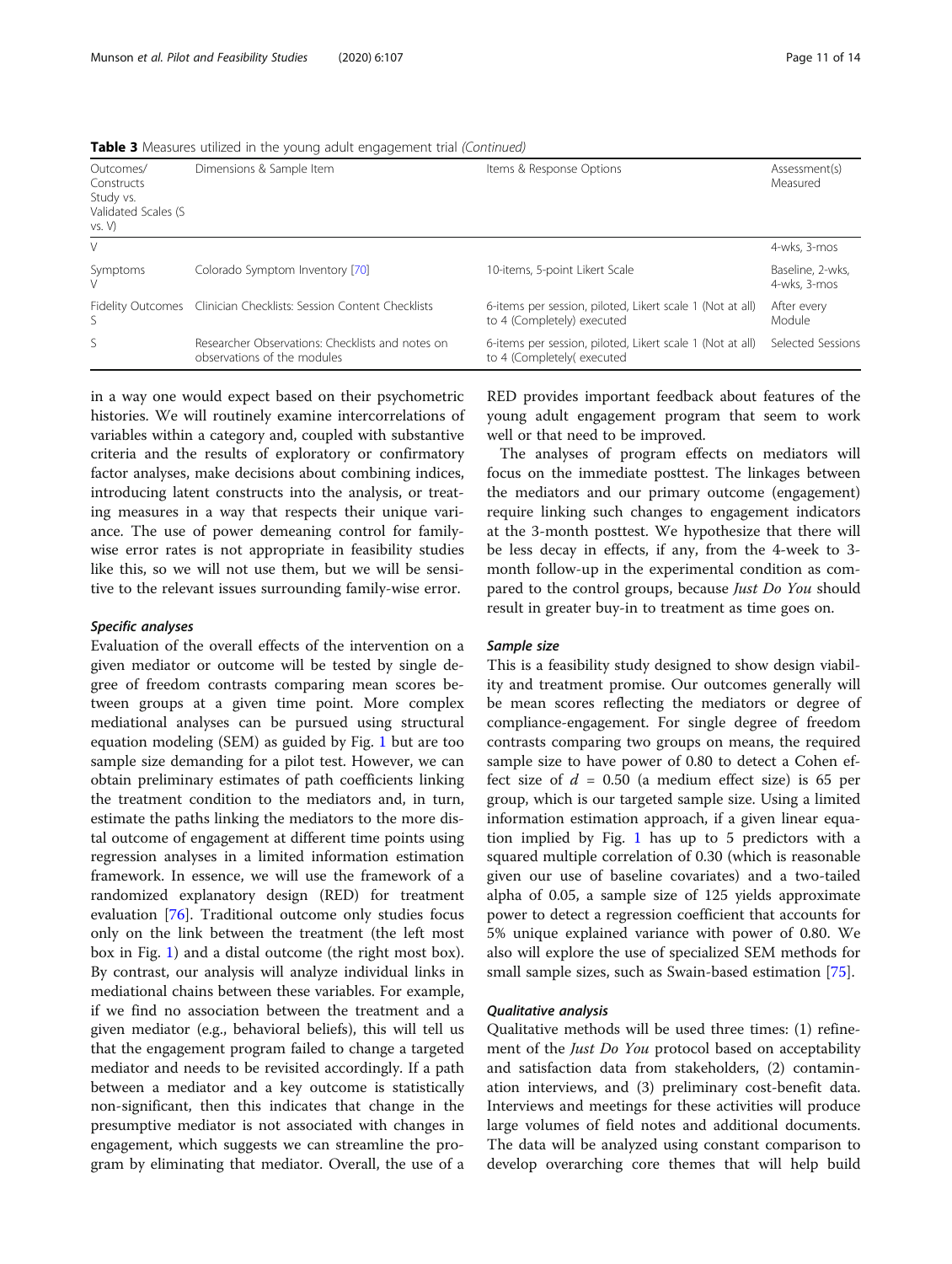**Table 3** Measures utilized in the young adult engagement trial *(Continued)*

| Outcomes/ Constructs Study vs. Validated Scales (S vs. V) | Dimensions & Sample Item | Items & Response Options | Assessment(s) Measured |
|---|---|---|---|
| V | | | 4-wks, 3-mos |
| Symptoms V | Colorado Symptom Inventory [70] | 10-items, 5-point Likert Scale | Baseline, 2-wks, 4-wks, 3-mos |
| Fidelity Outcomes S | Clinician Checklists: Session Content Checklists | 6-items per session, piloted, Likert scale 1 (Not at all) to 4 (Completely) executed | After every Module |
| S | Researcher Observations: Checklists and notes on observations of the modules | 6-items per session, piloted, Likert scale 1 (Not at all) to 4 (Completely( executed | Selected Sessions |

in a way one would expect based on their psychometric histories. We will routinely examine intercorrelations of variables within a category and, coupled with substantive criteria and the results of exploratory or confirmatory factor analyses, make decisions about combining indices, introducing latent constructs into the analysis, or treating measures in a way that respects their unique variance. The use of power demeaning control for family-wise error rates is not appropriate in feasibility studies like this, so we will not use them, but we will be sensitive to the relevant issues surrounding family-wise error.

#### *Specific analyses*

Evaluation of the overall effects of the intervention on a given mediator or outcome will be tested by single degree of freedom contrasts comparing mean scores between groups at a given time point. More complex mediational analyses can be pursued using structural equation modeling (SEM) as guided by Fig. 1 but are too sample size demanding for a pilot test. However, we can obtain preliminary estimates of path coefficients linking the treatment condition to the mediators and, in turn, estimate the paths linking the mediators to the more distal outcome of engagement at different time points using regression analyses in a limited information estimation framework. In essence, we will use the framework of a randomized explanatory design (RED) for treatment evaluation [76]. Traditional outcome only studies focus only on the link between the treatment (the left most box in Fig. 1) and a distal outcome (the right most box). By contrast, our analysis will analyze individual links in mediational chains between these variables. For example, if we find no association between the treatment and a given mediator (e.g., behavioral beliefs), this will tell us that the engagement program failed to change a targeted mediator and needs to be revisited accordingly. If a path between a mediator and a key outcome is statistically non-significant, then this indicates that change in the presumptive mediator is not associated with changes in engagement, which suggests we can streamline the program by eliminating that mediator. Overall, the use of a RED provides important feedback about features of the young adult engagement program that seem to work well or that need to be improved.

The analyses of program effects on mediators will focus on the immediate posttest. The linkages between the mediators and our primary outcome (engagement) require linking such changes to engagement indicators at the 3-month posttest. We hypothesize that there will be less decay in effects, if any, from the 4-week to 3-month follow-up in the experimental condition as compared to the control groups, because *Just Do You* should result in greater buy-in to treatment as time goes on.

#### *Sample size*

This is a feasibility study designed to show design viability and treatment promise. Our outcomes generally will be mean scores reflecting the mediators or degree of compliance-engagement. For single degree of freedom contrasts comparing two groups on means, the required sample size to have power of 0.80 to detect a Cohen effect size of $d$ = 0.50 (a medium effect size) is 65 per group, which is our targeted sample size. Using a limited information estimation approach, if a given linear equation implied by Fig. 1 has up to 5 predictors with a squared multiple correlation of 0.30 (which is reasonable given our use of baseline covariates) and a two-tailed alpha of 0.05, a sample size of 125 yields approximate power to detect a regression coefficient that accounts for 5% unique explained variance with power of 0.80. We also will explore the use of specialized SEM methods for small sample sizes, such as Swain-based estimation [75].

#### *Qualitative analysis*

Qualitative methods will be used three times: (1) refinement of the *Just Do You* protocol based on acceptability and satisfaction data from stakeholders, (2) contamination interviews, and (3) preliminary cost-benefit data. Interviews and meetings for these activities will produce large volumes of field notes and additional documents. The data will be analyzed using constant comparison to develop overarching core themes that will help build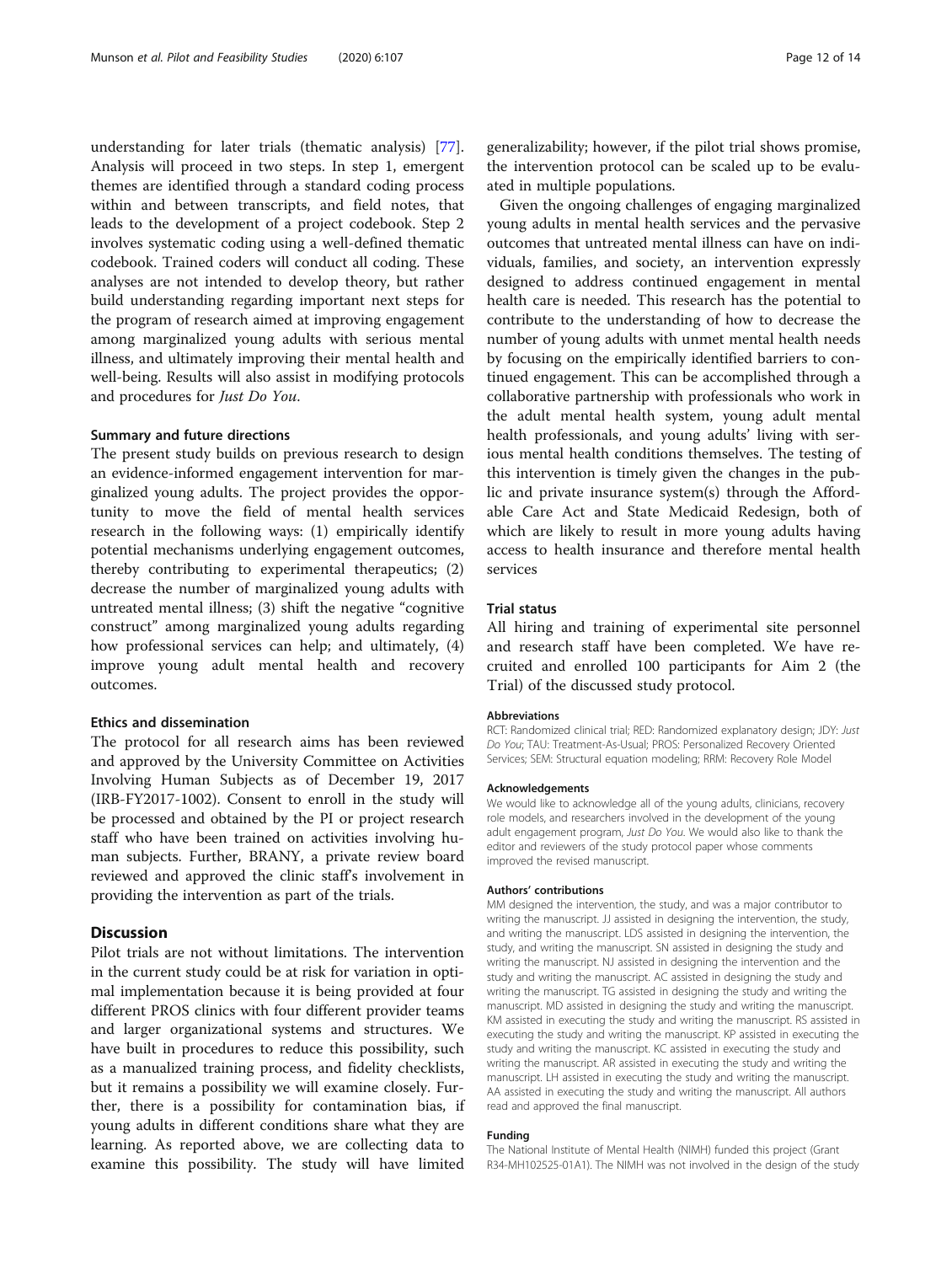understanding for later trials (thematic analysis) [77]. Analysis will proceed in two steps. In step 1, emergent themes are identified through a standard coding process within and between transcripts, and field notes, that leads to the development of a project codebook. Step 2 involves systematic coding using a well-defined thematic codebook. Trained coders will conduct all coding. These analyses are not intended to develop theory, but rather build understanding regarding important next steps for the program of research aimed at improving engagement among marginalized young adults with serious mental illness, and ultimately improving their mental health and well-being. Results will also assist in modifying protocols and procedures for *Just Do You*.

### Summary and future directions

The present study builds on previous research to design an evidence-informed engagement intervention for marginalized young adults. The project provides the opportunity to move the field of mental health services research in the following ways: (1) empirically identify potential mechanisms underlying engagement outcomes, thereby contributing to experimental therapeutics; (2) decrease the number of marginalized young adults with untreated mental illness; (3) shift the negative "cognitive construct" among marginalized young adults regarding how professional services can help; and ultimately, (4) improve young adult mental health and recovery outcomes.

### Ethics and dissemination

The protocol for all research aims has been reviewed and approved by the University Committee on Activities Involving Human Subjects as of December 19, 2017 (IRB-FY2017-1002). Consent to enroll in the study will be processed and obtained by the PI or project research staff who have been trained on activities involving human subjects. Further, BRANY, a private review board reviewed and approved the clinic staff's involvement in providing the intervention as part of the trials.

## Discussion

Pilot trials are not without limitations. The intervention in the current study could be at risk for variation in optimal implementation because it is being provided at four different PROS clinics with four different provider teams and larger organizational systems and structures. We have built in procedures to reduce this possibility, such as a manualized training process, and fidelity checklists, but it remains a possibility we will examine closely. Further, there is a possibility for contamination bias, if young adults in different conditions share what they are learning. As reported above, we are collecting data to examine this possibility. The study will have limited generalizability; however, if the pilot trial shows promise, the intervention protocol can be scaled up to be evaluated in multiple populations.

Given the ongoing challenges of engaging marginalized young adults in mental health services and the pervasive outcomes that untreated mental illness can have on individuals, families, and society, an intervention expressly designed to address continued engagement in mental health care is needed. This research has the potential to contribute to the understanding of how to decrease the number of young adults with unmet mental health needs by focusing on the empirically identified barriers to continued engagement. This can be accomplished through a collaborative partnership with professionals who work in the adult mental health system, young adult mental health professionals, and young adults' living with serious mental health conditions themselves. The testing of this intervention is timely given the changes in the public and private insurance system(s) through the Affordable Care Act and State Medicaid Redesign, both of which are likely to result in more young adults having access to health insurance and therefore mental health services

## Trial status

All hiring and training of experimental site personnel and research staff have been completed. We have recruited and enrolled 100 participants for Aim 2 (the Trial) of the discussed study protocol.

#### Abbreviations

RCT: Randomized clinical trial; RED: Randomized explanatory design; JDY: *Just Do You*; TAU: Treatment-As-Usual; PROS: Personalized Recovery Oriented Services; SEM: Structural equation modeling; RRM: Recovery Role Model

#### Acknowledgements

We would like to acknowledge all of the young adults, clinicians, recovery role models, and researchers involved in the development of the young adult engagement program, *Just Do You*. We would also like to thank the editor and reviewers of the study protocol paper whose comments improved the revised manuscript.

#### Authors' contributions

MM designed the intervention, the study, and was a major contributor to writing the manuscript. JJ assisted in designing the intervention, the study, and writing the manuscript. LDS assisted in designing the intervention, the study, and writing the manuscript. SN assisted in designing the study and writing the manuscript. NJ assisted in designing the intervention and the study and writing the manuscript. AC assisted in designing the study and writing the manuscript. TG assisted in designing the study and writing the manuscript. MD assisted in designing the study and writing the manuscript. KM assisted in executing the study and writing the manuscript. RS assisted in executing the study and writing the manuscript. KP assisted in executing the study and writing the manuscript. KC assisted in executing the study and writing the manuscript. AR assisted in executing the study and writing the manuscript. LH assisted in executing the study and writing the manuscript. AA assisted in executing the study and writing the manuscript. All authors read and approved the final manuscript.

#### Funding

The National Institute of Mental Health (NIMH) funded this project (Grant R34-MH102525-01A1). The NIMH was not involved in the design of the study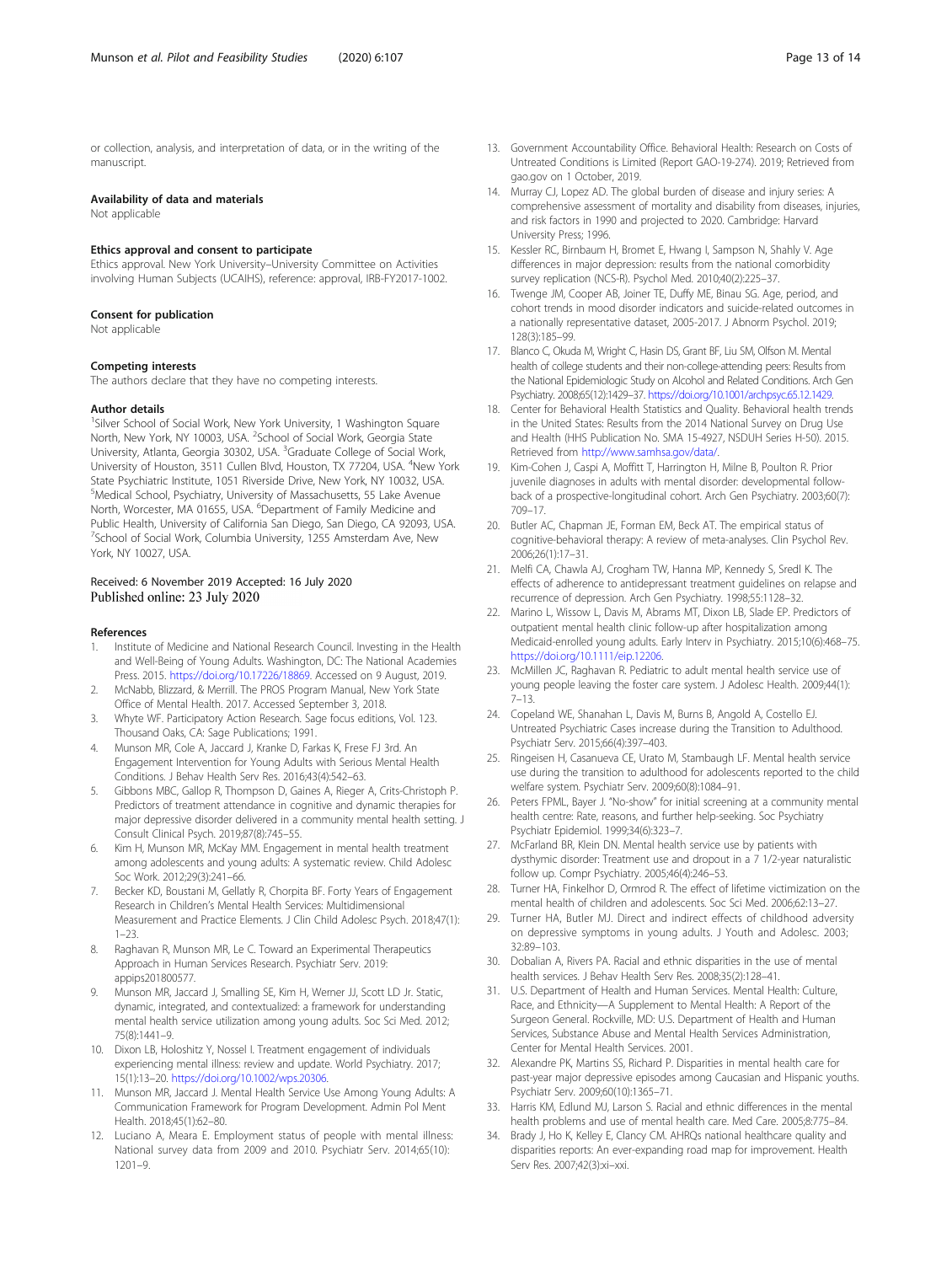or collection, analysis, and interpretation of data, or in the writing of the manuscript.

#### Availability of data and materials

Not applicable

#### Ethics approval and consent to participate

Ethics approval. New York University–University Committee on Activities involving Human Subjects (UCAIHS), reference: approval, IRB-FY2017-1002.

#### Consent for publication

Not applicable

#### Competing interests

The authors declare that they have no competing interests.

#### Author details

[1]Silver School of Social Work, New York University, 1 Washington Square North, New York, NY 10003, USA. [2]School of Social Work, Georgia State University, Atlanta, Georgia 30302, USA. [3]Graduate College of Social Work, University of Houston, 3511 Cullen Blvd, Houston, TX 77204, USA. [4]New York State Psychiatric Institute, 1051 Riverside Drive, New York, NY 10032, USA. [5]Medical School, Psychiatry, University of Massachusetts, 55 Lake Avenue North, Worcester, MA 01655, USA. [6]Department of Family Medicine and Public Health, University of California San Diego, San Diego, CA 92093, USA. [7]School of Social Work, Columbia University, 1255 Amsterdam Ave, New York, NY 10027, USA.

Received: 6 November 2019 Accepted: 16 July 2020
Published online: 23 July 2020

#### References

1. Institute of Medicine and National Research Council. Investing in the Health and Well-Being of Young Adults. Washington, DC: The National Academies Press. 2015. https://doi.org/10.17226/18869. Accessed on 9 August, 2019.
2. McNabb, Blizzard, & Merrill. The PROS Program Manual, New York State Office of Mental Health. 2017. Accessed September 3, 2018.
3. Whyte WF. Participatory Action Research. Sage focus editions, Vol. 123. Thousand Oaks, CA: Sage Publications; 1991.
4. Munson MR, Cole A, Jaccard J, Kranke D, Farkas K, Frese FJ 3rd. An Engagement Intervention for Young Adults with Serious Mental Health Conditions. J Behav Health Serv Res. 2016;43(4):542–63.
5. Gibbons MBC, Gallop R, Thompson D, Gaines A, Rieger A, Crits-Christoph P. Predictors of treatment attendance in cognitive and dynamic therapies for major depressive disorder delivered in a community mental health setting. J Consult Clinical Psych. 2019;87(8):745–55.
6. Kim H, Munson MR, McKay MM. Engagement in mental health treatment among adolescents and young adults: A systematic review. Child Adolesc Soc Work. 2012;29(3):241–66.
7. Becker KD, Boustani M, Gellatly R, Chorpita BF. Forty Years of Engagement Research in Children's Mental Health Services: Multidimensional Measurement and Practice Elements. J Clin Child Adolesc Psych. 2018;47(1): 1–23.
8. Raghavan R, Munson MR, Le C. Toward an Experimental Therapeutics Approach in Human Services Research. Psychiatr Serv. 2019: appips201800577.
9. Munson MR, Jaccard J, Smalling SE, Kim H, Werner JJ, Scott LD Jr. Static, dynamic, integrated, and contextualized: a framework for understanding mental health service utilization among young adults. Soc Sci Med. 2012; 75(8):1441–9.
10. Dixon LB, Holoshitz Y, Nossel I. Treatment engagement of individuals experiencing mental illness: review and update. World Psychiatry. 2017; 15(1):13–20. https://doi.org/10.1002/wps.20306.
11. Munson MR, Jaccard J. Mental Health Service Use Among Young Adults: A Communication Framework for Program Development. Admin Pol Ment Health. 2018;45(1):62–80.
12. Luciano A, Meara E. Employment status of people with mental illness: National survey data from 2009 and 2010. Psychiatr Serv. 2014;65(10): 1201–9.
13. Government Accountability Office. Behavioral Health: Research on Costs of Untreated Conditions is Limited (Report GAO-19-274). 2019; Retrieved from gao.gov on 1 October, 2019.
14. Murray CJ, Lopez AD. The global burden of disease and injury series: A comprehensive assessment of mortality and disability from diseases, injuries, and risk factors in 1990 and projected to 2020. Cambridge: Harvard University Press; 1996.
15. Kessler RC, Birnbaum H, Bromet E, Hwang I, Sampson N, Shahly V. Age differences in major depression: results from the national comorbidity survey replication (NCS-R). Psychol Med. 2010;40(2):225–37.
16. Twenge JM, Cooper AB, Joiner TE, Duffy ME, Binau SG. Age, period, and cohort trends in mood disorder indicators and suicide-related outcomes in a nationally representative dataset, 2005-2017. J Abnorm Psychol. 2019; 128(3):185–99.
17. Blanco C, Okuda M, Wright C, Hasin DS, Grant BF, Liu SM, Olfson M. Mental health of college students and their non-college-attending peers: Results from the National Epidemiologic Study on Alcohol and Related Conditions. Arch Gen Psychiatry. 2008;65(12):1429–37. https://doi.org/10.1001/archpsyc.65.12.1429.
18. Center for Behavioral Health Statistics and Quality. Behavioral health trends in the United States: Results from the 2014 National Survey on Drug Use and Health (HHS Publication No. SMA 15-4927, NSDUH Series H-50). 2015. Retrieved from http://www.samhsa.gov/data/.
19. Kim-Cohen J, Caspi A, Moffitt T, Harrington H, Milne B, Poulton R. Prior juvenile diagnoses in adults with mental disorder: developmental follow-back of a prospective-longitudinal cohort. Arch Gen Psychiatry. 2003;60(7): 709–17.
20. Butler AC, Chapman JE, Forman EM, Beck AT. The empirical status of cognitive-behavioral therapy: A review of meta-analyses. Clin Psychol Rev. 2006;26(1):17–31.
21. Melfi CA, Chawla AJ, Croghan TW, Hanna MP, Kennedy S, Sredl K. The effects of adherence to antidepressant treatment guidelines on relapse and recurrence of depression. Arch Gen Psychiatry. 1998;55:1128–32.
22. Marino L, Wissow L, Davis M, Abrams MT, Dixon LB, Slade EP. Predictors of outpatient mental health clinic follow-up after hospitalization among Medicaid-enrolled young adults. Early Interv in Psychiatry. 2015;10(6):468–75. https://doi.org/10.1111/eip.12206.
23. McMillen JC, Raghavan R. Pediatric to adult mental health service use of young people leaving the foster care system. J Adolesc Health. 2009;44(1): 7–13.
24. Copeland WE, Shanahan L, Davis M, Burns B, Angold A, Costello EJ. Untreated Psychiatric Cases increase during the Transition to Adulthood. Psychiatr Serv. 2015;66(4):397–403.
25. Ringeisen H, Casanueva CE, Urato M, Stambaugh LF. Mental health service use during the transition to adulthood for adolescents reported to the child welfare system. Psychiatr Serv. 2009;60(8):1084–91.
26. Peters FPML, Bayer J. "No-show" for initial screening at a community mental health centre: Rate, reasons, and further help-seeking. Soc Psychiatry Psychiatr Epidemiol. 1999;34(6):323–7.
27. McFarland BR, Klein DN. Mental health service use by patients with dysthymic disorder: Treatment use and dropout in a 7 1/2-year naturalistic follow up. Compr Psychiatry. 2005;46(4):246–53.
28. Turner HA, Finkelhor D, Ormrod R. The effect of lifetime victimization on the mental health of children and adolescents. Soc Sci Med. 2006;62:13–27.
29. Turner HA, Butler MJ. Direct and indirect effects of childhood adversity on depressive symptoms in young adults. J Youth and Adolesc. 2003; 32:89–103.
30. Dobalian A, Rivers PA. Racial and ethnic disparities in the use of mental health services. J Behav Health Serv Res. 2008;35(2):128–41.
31. U.S. Department of Health and Human Services. Mental Health: Culture, Race, and Ethnicity—A Supplement to Mental Health: A Report of the Surgeon General. Rockville, MD: U.S. Department of Health and Human Services, Substance Abuse and Mental Health Services Administration, Center for Mental Health Services. 2001.
32. Alexandre PK, Martins SS, Richard P. Disparities in mental health care for past-year major depressive episodes among Caucasian and Hispanic youths. Psychiatr Serv. 2009;60(10):1365–71.
33. Harris KM, Edlund MJ, Larson S. Racial and ethnic differences in the mental health problems and use of mental health care. Med Care. 2005;8:775–84.
34. Brady J, Ho K, Kelley E, Clancy CM. AHRQs national healthcare quality and disparities reports: An ever-expanding road map for improvement. Health Serv Res. 2007;42(3):xi–xxi.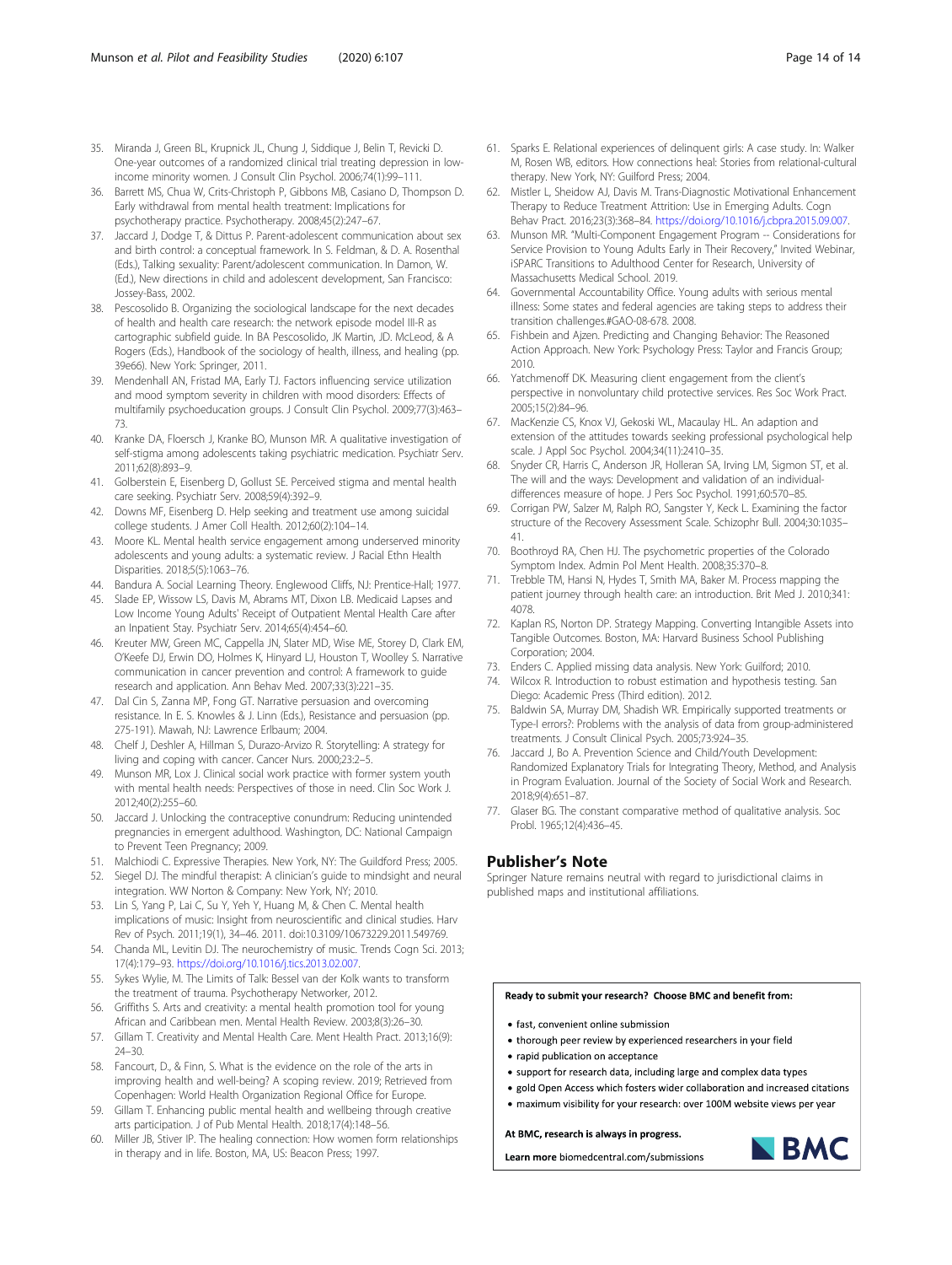35. Miranda J, Green BL, Krupnick JL, Chung J, Siddique J, Belin T, Revicki D. One-year outcomes of a randomized clinical trial treating depression in low-income minority women. J Consult Clin Psychol. 2006;74(1):99–111.
36. Barrett MS, Chua W, Crits-Christoph P, Gibbons MB, Casiano D, Thompson D. Early withdrawal from mental health treatment: Implications for psychotherapy practice. Psychotherapy. 2008;45(2):247–67.
37. Jaccard J, Dodge T, & Dittus P. Parent-adolescent communication about sex and birth control: a conceptual framework. In S. Feldman, & D. A. Rosenthal (Eds.), Talking sexuality: Parent/adolescent communication. In Damon, W. (Ed.), New directions in child and adolescent development, San Francisco: Jossey-Bass, 2002.
38. Pescosolido B. Organizing the sociological landscape for the next decades of health and health care research: the network episode model III-R as cartographic subfield guide. In BA Pescosolido, JK Martin, JD. McLeod, & A Rogers (Eds.), Handbook of the sociology of health, illness, and healing (pp. 39e66). New York: Springer, 2011.
39. Mendenhall AN, Fristad MA, Early TJ. Factors influencing service utilization and mood symptom severity in children with mood disorders: Effects of multifamily psychoeducation groups. J Consult Clin Psychol. 2009;77(3):463–73.
40. Kranke DA, Floersch J, Kranke BO, Munson MR. A qualitative investigation of self-stigma among adolescents taking psychiatric medication. Psychiatr Serv. 2011;62(8):893–9.
41. Golberstein E, Eisenberg D, Gollust SE. Perceived stigma and mental health care seeking. Psychiatr Serv. 2008;59(4):392–9.
42. Downs MF, Eisenberg D. Help seeking and treatment use among suicidal college students. J Amer Coll Health. 2012;60(2):104–14.
43. Moore KL. Mental health service engagement among underserved minority adolescents and young adults: a systematic review. J Racial Ethn Health Disparities. 2018;5(5):1063–76.
44. Bandura A. Social Learning Theory. Englewood Cliffs, NJ: Prentice-Hall; 1977.
45. Slade EP, Wissow LS, Davis M, Abrams MT, Dixon LB. Medicaid Lapses and Low Income Young Adults' Receipt of Outpatient Mental Health Care after an Inpatient Stay. Psychiatr Serv. 2014;65(4):454–60.
46. Kreuter MW, Green MC, Cappella JN, Slater MD, Wise ME, Storey D, Clark EM, O'Keefe DJ, Erwin DO, Holmes K, Hinyard LJ, Houston T, Woolley S. Narrative communication in cancer prevention and control: A framework to guide research and application. Ann Behav Med. 2007;33(3):221–35.
47. Dal Cin S, Zanna MP, Fong GT. Narrative persuasion and overcoming resistance. In E. S. Knowles & J. Linn (Eds.), Resistance and persuasion (pp. 275-191). Mawah, NJ: Lawrence Erlbaum; 2004.
48. Chelf J, Deshler A, Hillman S, Durazo-Arvizo R. Storytelling: A strategy for living and coping with cancer. Cancer Nurs. 2000;23:2–5.
49. Munson MR, Lox J. Clinical social work practice with former system youth with mental health needs: Perspectives of those in need. Clin Soc Work J. 2012;40(2):255–60.
50. Jaccard J. Unlocking the contraceptive conundrum: Reducing unintended pregnancies in emergent adulthood. Washington, DC: National Campaign to Prevent Teen Pregnancy; 2009.
51. Malchiodi C. Expressive Therapies. New York, NY: The Guildford Press; 2005.
52. Siegel DJ. The mindful therapist: A clinician's guide to mindsight and neural integration. WW Norton & Company: New York, NY; 2010.
53. Lin S, Yang P, Lai C, Su Y, Yeh Y, Huang M, & Chen C. Mental health implications of music: Insight from neuroscientific and clinical studies. Harv Rev of Psych. 2011;19(1), 34–46. 2011. doi:10.3109/10673229.2011.549769.
54. Chanda ML, Levitin DJ. The neurochemistry of music. Trends Cogn Sci. 2013; 17(4):179–93. https://doi.org/10.1016/j.tics.2013.02.007.
55. Sykes Wylie, M. The Limits of Talk: Bessel van der Kolk wants to transform the treatment of trauma. Psychotherapy Networker, 2012.
56. Griffiths S. Arts and creativity: a mental health promotion tool for young African and Caribbean men. Mental Health Review. 2003;8(3):26–30.
57. Gillam T. Creativity and Mental Health Care. Ment Health Pract. 2013;16(9): 24–30.
58. Fancourt, D., & Finn, S. What is the evidence on the role of the arts in improving health and well-being? A scoping review. 2019; Retrieved from Copenhagen: World Health Organization Regional Office for Europe.
59. Gillam T. Enhancing public mental health and wellbeing through creative arts participation. J of Pub Mental Health. 2018;17(4):148–56.
60. Miller JB, Stiver IP. The healing connection: How women form relationships in therapy and in life. Boston, MA, US: Beacon Press; 1997.
61. Sparks E. Relational experiences of delinquent girls: A case study. In: Walker M, Rosen WB, editors. How connections heal: Stories from relational-cultural therapy. New York, NY: Guilford Press; 2004.
62. Mistler L, Sheidow AJ, Davis M. Trans-Diagnostic Motivational Enhancement Therapy to Reduce Treatment Attrition: Use in Emerging Adults. Cogn Behav Pract. 2016;23(3):368–84. https://doi.org/10.1016/j.cbpra.2015.09.007.
63. Munson MR. "Multi-Component Engagement Program -- Considerations for Service Provision to Young Adults Early in Their Recovery," Invited Webinar, iSPARC Transitions to Adulthood Center for Research, University of Massachusetts Medical School. 2019.
64. Governmental Accountability Office. Young adults with serious mental illness: Some states and federal agencies are taking steps to address their transition challenges.#GAO-08-678. 2008.
65. Fishbein and Ajzen. Predicting and Changing Behavior: The Reasoned Action Approach. New York: Psychology Press: Taylor and Francis Group; 2010.
66. Yatchmenoff DK. Measuring client engagement from the client's perspective in nonvoluntary child protective services. Res Soc Work Pract. 2005;15(2):84–96.
67. MacKenzie CS, Knox VJ, Gekoski WL, Macaulay HL. An adaption and extension of the attitudes towards seeking professional psychological help scale. J Appl Soc Psychol. 2004;34(11):2410–35.
68. Snyder CR, Harris C, Anderson JR, Holleran SA, Irving LM, Sigmon ST, et al. The will and the ways: Development and validation of an individual-differences measure of hope. J Pers Soc Psychol. 1991;60:570–85.
69. Corrigan PW, Salzer M, Ralph RO, Sangster Y, Keck L. Examining the factor structure of the Recovery Assessment Scale. Schizophr Bull. 2004;30:1035–41.
70. Boothroyd RA, Chen HJ. The psychometric properties of the Colorado Symptom Index. Admin Pol Ment Health. 2008;35:370–8.
71. Trebble TM, Hansi N, Hydes T, Smith MA, Baker M. Process mapping the patient journey through health care: an introduction. Brit Med J. 2010;341: 4078.
72. Kaplan RS, Norton DP. Strategy Mapping. Converting Intangible Assets into Tangible Outcomes. Boston, MA: Harvard Business School Publishing Corporation; 2004.
73. Enders C. Applied missing data analysis. New York: Guilford; 2010.
74. Wilcox R. Introduction to robust estimation and hypothesis testing. San Diego: Academic Press (Third edition). 2012.
75. Baldwin SA, Murray DM, Shadish WR. Empirically supported treatments or Type-I errors?: Problems with the analysis of data from group-administered treatments. J Consult Clinical Psych. 2005;73:924–35.
76. Jaccard J, Bo A. Prevention Science and Child/Youth Development: Randomized Explanatory Trials for Integrating Theory, Method, and Analysis in Program Evaluation. Journal of the Society of Social Work and Research. 2018;9(4):651–87.
77. Glaser BG. The constant comparative method of qualitative analysis. Soc Probl. 1965;12(4):436–45.

## Publisher's Note

Springer Nature remains neutral with regard to jurisdictional claims in published maps and institutional affiliations.

**Ready to submit your research? Choose BMC and benefit from:**

- fast, convenient online submission
- thorough peer review by experienced researchers in your field
- rapid publication on acceptance
- support for research data, including large and complex data types
- gold Open Access which fosters wider collaboration and increased citations
- maximum visibility for your research: over 100M website views per year

**At BMC, research is always in progress.**

**Learn more** biomedcentral.com/submissions

BMC